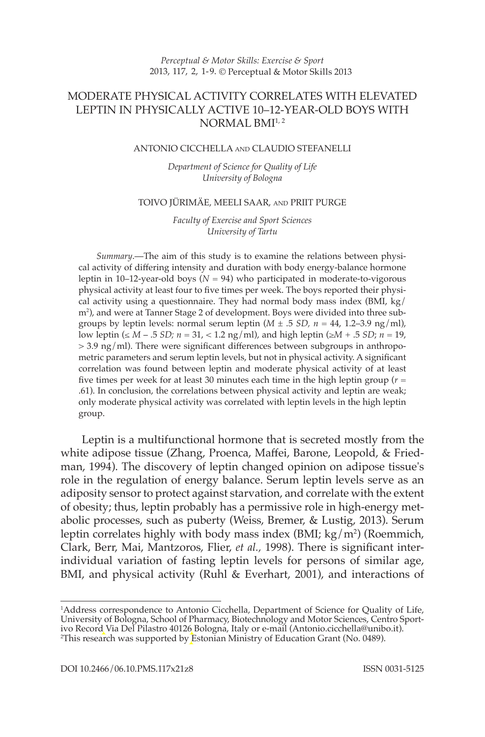# MODERATE PHYSICAL ACTIVITY CORRELATES WITH ELEVATED LEPTIN IN PHYSICALLY ACTIVE 10–12-YEAR-OLD BOYS WITH NORMAL BMI[1, 2]

ANTONIO CICCHELLA AND CLAUDIO STEFANELLI

*Department of Science for Quality of Life*
*University of Bologna*

TOIVO JÜRIMÄE, MEELI SAAR, AND PRIIT PURGE

*Faculty of Exercise and Sport Sciences*
*University of Tartu*

*Summary*.—The aim of this study is to examine the relations between physical activity of differing intensity and duration with body energy-balance hormone leptin in 10–12-year-old boys ($N = 94$) who participated in moderate-to-vigorous physical activity at least four to five times per week. The boys reported their physical activity using a questionnaire. They had normal body mass index (BMI, kg/m$^2$), and were at Tanner Stage 2 of development. Boys were divided into three subgroups by leptin levels: normal serum leptin ($M \pm .5\ SD$, $n = 44$, 1.2–3.9 ng/ml), low leptin ($\leq M - .5\ SD$; $n = 31$, $< 1.2$ ng/ml), and high leptin ($\geq M + .5\ SD$; $n = 19$, $> 3.9$ ng/ml). There were significant differences between subgroups in anthropometric parameters and serum leptin levels, but not in physical activity. A significant correlation was found between leptin and moderate physical activity of at least five times per week for at least 30 minutes each time in the high leptin group ($r = .61$). In conclusion, the correlations between physical activity and leptin are weak; only moderate physical activity was correlated with leptin levels in the high leptin group.

Leptin is a multifunctional hormone that is secreted mostly from the white adipose tissue (Zhang, Proenca, Maffei, Barone, Leopold, & Friedman, 1994). The discovery of leptin changed opinion on adipose tissue's role in the regulation of energy balance. Serum leptin levels serve as an adiposity sensor to protect against starvation, and correlate with the extent of obesity; thus, leptin probably has a permissive role in high-energy metabolic processes, such as puberty (Weiss, Bremer, & Lustig, 2013). Serum leptin correlates highly with body mass index (BMI; kg/m$^2$) (Roemmich, Clark, Berr, Mai, Mantzoros, Flier, *et al.*, 1998). There is significant inter-individual variation of fasting leptin levels for persons of similar age, BMI, and physical activity (Ruhl & Everhart, 2001), and interactions of

[1]Address correspondence to Antonio Cicchella, Department of Science for Quality of Life, University of Bologna, School of Pharmacy, Biotechnology and Motor Sciences, Centro Sportivo Record Via Del Pilastro 40126 Bologna, Italy or e-mail (Antonio.cicchella@unibo.it).
[2]This research was supported by Estonian Ministry of Education Grant (No. 0489).

DOI 10.2466/06.10.PMS.117x21z8 ISSN 0031-5125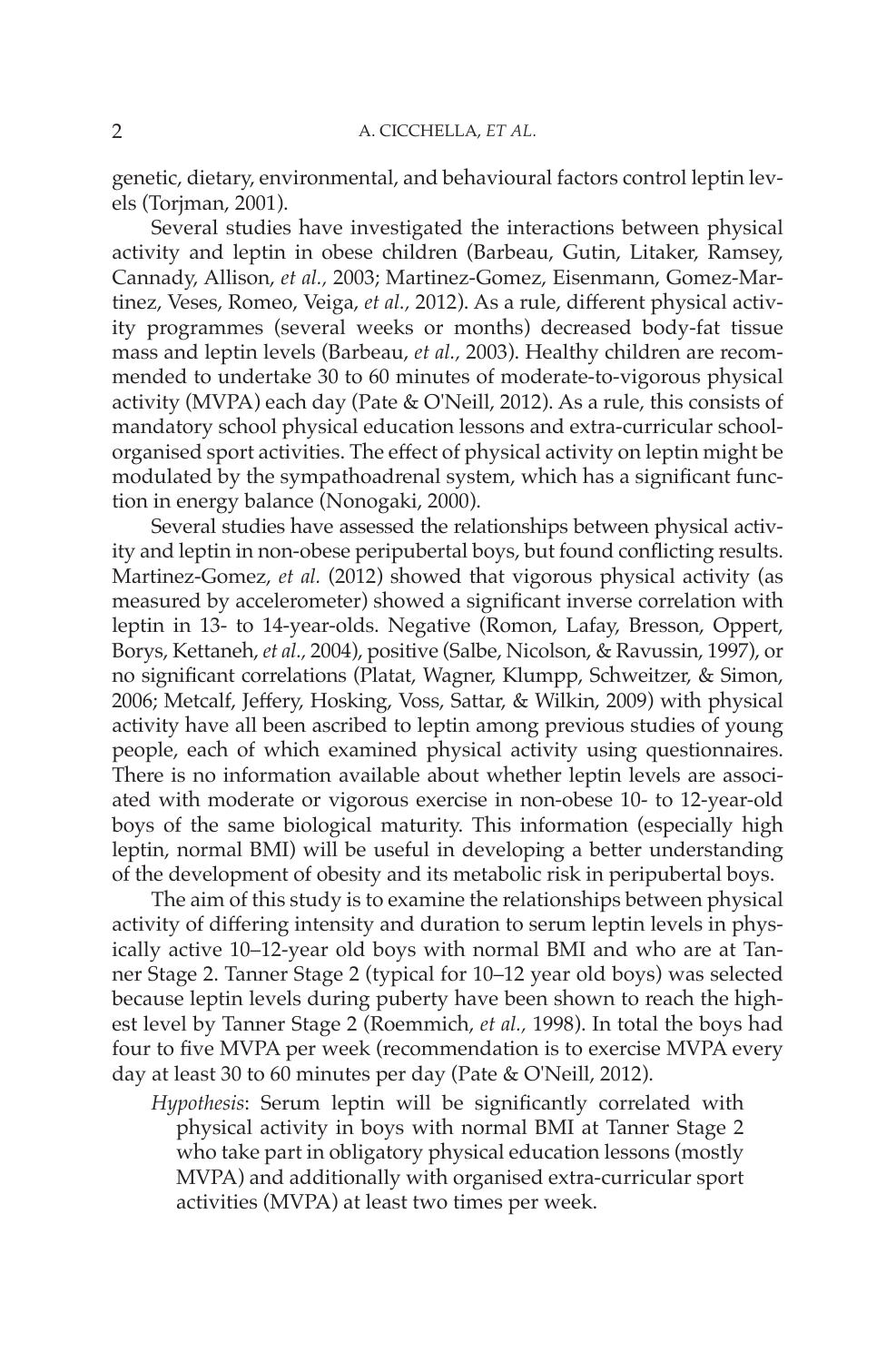genetic, dietary, environmental, and behavioural factors control leptin levels (Torjman, 2001).

Several studies have investigated the interactions between physical activity and leptin in obese children (Barbeau, Gutin, Litaker, Ramsey, Cannady, Allison, *et al.,* 2003; Martinez-Gomez, Eisenmann, Gomez-Martinez, Veses, Romeo, Veiga, *et al.*, 2012). As a rule, different physical activity programmes (several weeks or months) decreased body-fat tissue mass and leptin levels (Barbeau, *et al.,* 2003). Healthy children are recommended to undertake 30 to 60 minutes of moderate-to-vigorous physical activity (MVPA) each day (Pate & O'Neill, 2012). As a rule, this consists of mandatory school physical education lessons and extra-curricular school-organised sport activities. The effect of physical activity on leptin might be modulated by the sympathoadrenal system, which has a significant function in energy balance (Nonogaki, 2000).

Several studies have assessed the relationships between physical activity and leptin in non-obese peripubertal boys, but found conflicting results. Martinez-Gomez, *et al.* (2012) showed that vigorous physical activity (as measured by accelerometer) showed a significant inverse correlation with leptin in 13- to 14-year-olds. Negative (Romon, Lafay, Bresson, Oppert, Borys, Kettaneh, *et al.*, 2004), positive (Salbe, Nicolson, & Ravussin, 1997), or no significant correlations (Platat, Wagner, Klumpp, Schweitzer, & Simon, 2006; Metcalf, Jeffery, Hosking, Voss, Sattar, & Wilkin, 2009) with physical activity have all been ascribed to leptin among previous studies of young people, each of which examined physical activity using questionnaires. There is no information available about whether leptin levels are associated with moderate or vigorous exercise in non-obese 10- to 12-year-old boys of the same biological maturity. This information (especially high leptin, normal BMI) will be useful in developing a better understanding of the development of obesity and its metabolic risk in peripubertal boys.

The aim of this study is to examine the relationships between physical activity of differing intensity and duration to serum leptin levels in physically active 10–12-year old boys with normal BMI and who are at Tanner Stage 2. Tanner Stage 2 (typical for 10–12 year old boys) was selected because leptin levels during puberty have been shown to reach the highest level by Tanner Stage 2 (Roemmich, *et al.,* 1998). In total the boys had four to five MVPA per week (recommendation is to exercise MVPA every day at least 30 to 60 minutes per day (Pate & O'Neill, 2012).

*Hypothesis*: Serum leptin will be significantly correlated with physical activity in boys with normal BMI at Tanner Stage 2 who take part in obligatory physical education lessons (mostly MVPA) and additionally with organised extra-curricular sport activities (MVPA) at least two times per week.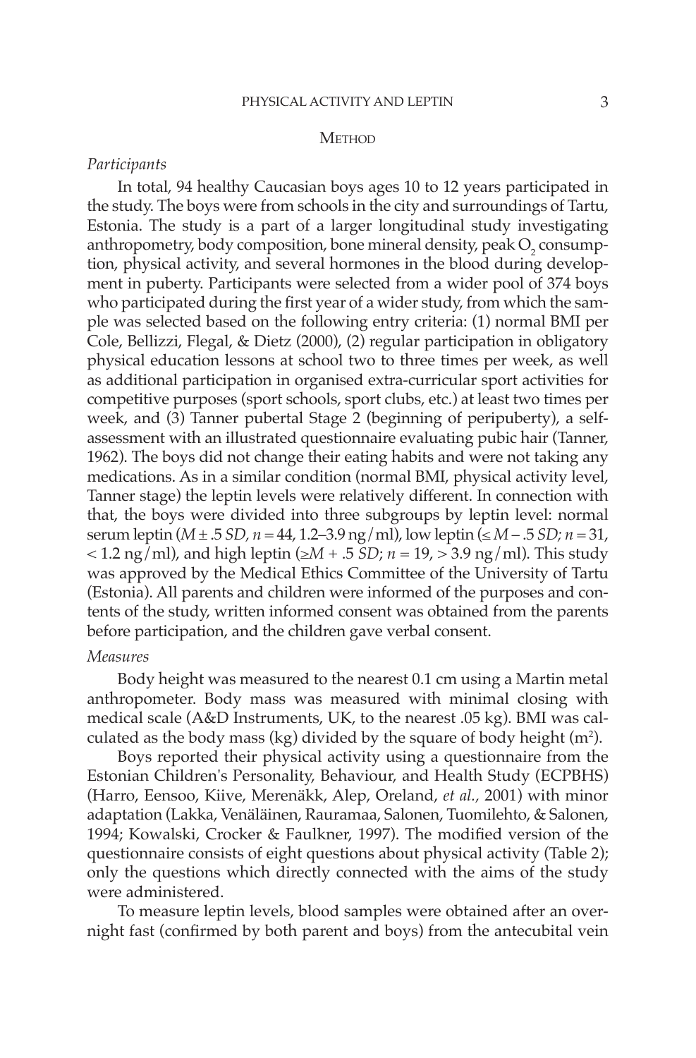## METHOD

### *Participants*

In total, 94 healthy Caucasian boys ages 10 to 12 years participated in the study. The boys were from schools in the city and surroundings of Tartu, Estonia. The study is a part of a larger longitudinal study investigating anthropometry, body composition, bone mineral density, peak $O_2$ consumption, physical activity, and several hormones in the blood during development in puberty. Participants were selected from a wider pool of 374 boys who participated during the first year of a wider study, from which the sample was selected based on the following entry criteria: (1) normal BMI per Cole, Bellizzi, Flegal, & Dietz (2000), (2) regular participation in obligatory physical education lessons at school two to three times per week, as well as additional participation in organised extra-curricular sport activities for competitive purposes (sport schools, sport clubs, etc.) at least two times per week, and (3) Tanner pubertal Stage 2 (beginning of peripuberty), a self-assessment with an illustrated questionnaire evaluating pubic hair (Tanner, 1962). The boys did not change their eating habits and were not taking any medications. As in a similar condition (normal BMI, physical activity level, Tanner stage) the leptin levels were relatively different. In connection with that, the boys were divided into three subgroups by leptin level: normal serum leptin ($M \pm .5$ $SD$, $n = 44$, 1.2–3.9 ng/ml), low leptin ($\leq M - .5$ $SD$; $n = 31$, $< 1.2$ ng/ml), and high leptin ($\geq M + .5$ $SD$; $n = 19$, $> 3.9$ ng/ml). This study was approved by the Medical Ethics Committee of the University of Tartu (Estonia). All parents and children were informed of the purposes and contents of the study, written informed consent was obtained from the parents before participation, and the children gave verbal consent.

### *Measures*

Body height was measured to the nearest 0.1 cm using a Martin metal anthropometer. Body mass was measured with minimal closing with medical scale (A&D Instruments, UK, to the nearest .05 kg). BMI was calculated as the body mass (kg) divided by the square of body height ($m^2$).

Boys reported their physical activity using a questionnaire from the Estonian Children's Personality, Behaviour, and Health Study (ECPBHS) (Harro, Eensoo, Kiive, Merenäkk, Alep, Oreland, *et al.,* 2001) with minor adaptation (Lakka, Venäläinen, Rauramaa, Salonen, Tuomilehto, & Salonen, 1994; Kowalski, Crocker & Faulkner, 1997). The modified version of the questionnaire consists of eight questions about physical activity (Table 2); only the questions which directly connected with the aims of the study were administered.

To measure leptin levels, blood samples were obtained after an overnight fast (confirmed by both parent and boys) from the antecubital vein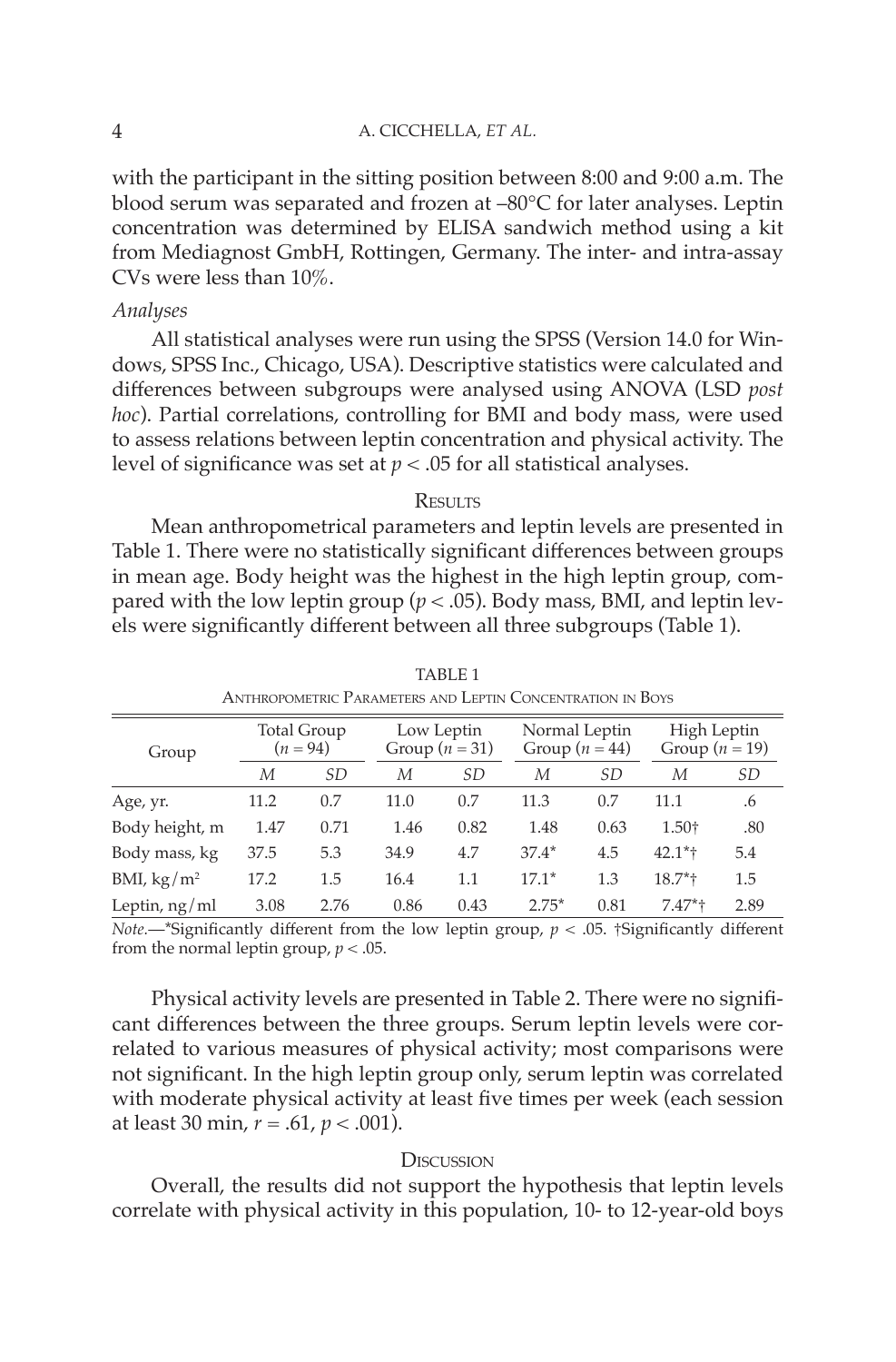with the participant in the sitting position between 8:00 and 9:00 a.m. The blood serum was separated and frozen at –80°C for later analyses. Leptin concentration was determined by ELISA sandwich method using a kit from Mediagnost GmbH, Rottingen, Germany. The inter- and intra-assay CVs were less than 10%.

*Analyses*

All statistical analyses were run using the SPSS (Version 14.0 for Windows, SPSS Inc., Chicago, USA). Descriptive statistics were calculated and differences between subgroups were analysed using ANOVA (LSD *post hoc*). Partial correlations, controlling for BMI and body mass, were used to assess relations between leptin concentration and physical activity. The level of significance was set at $p < .05$ for all statistical analyses.

## Results

Mean anthropometrical parameters and leptin levels are presented in Table 1. There were no statistically significant differences between groups in mean age. Body height was the highest in the high leptin group, compared with the low leptin group ($p < .05$). Body mass, BMI, and leptin levels were significantly different between all three subgroups (Table 1).

TABLE 1
Anthropometric Parameters and Leptin Concentration in Boys

| Group | Total Group ($n = 94$) | | Low Leptin Group ($n = 31$) | | Normal Leptin Group ($n = 44$) | | High Leptin Group ($n = 19$) | |
|---|---|---|---|---|---|---|---|---|
| | *M* | *SD* | *M* | *SD* | *M* | *SD* | *M* | *SD* |
| Age, yr. | 11.2 | 0.7 | 11.0 | 0.7 | 11.3 | 0.7 | 11.1 | .6 |
| Body height, m | 1.47 | 0.71 | 1.46 | 0.82 | 1.48 | 0.63 | 1.50† | .80 |
| Body mass, kg | 37.5 | 5.3 | 34.9 | 4.7 | 37.4* | 4.5 | 42.1*† | 5.4 |
| BMI, $kg/m^2$ | 17.2 | 1.5 | 16.4 | 1.1 | 17.1* | 1.3 | 18.7*† | 1.5 |
| Leptin, ng/ml | 3.08 | 2.76 | 0.86 | 0.43 | 2.75* | 0.81 | 7.47*† | 2.89 |

*Note.*—*Significantly different from the low leptin group, $p < .05$. †Significantly different from the normal leptin group, $p < .05$.

Physical activity levels are presented in Table 2. There were no significant differences between the three groups. Serum leptin levels were correlated to various measures of physical activity; most comparisons were not significant. In the high leptin group only, serum leptin was correlated with moderate physical activity at least five times per week (each session at least 30 min, $r = .61$, $p < .001$).

## Discussion

Overall, the results did not support the hypothesis that leptin levels correlate with physical activity in this population, 10- to 12-year-old boys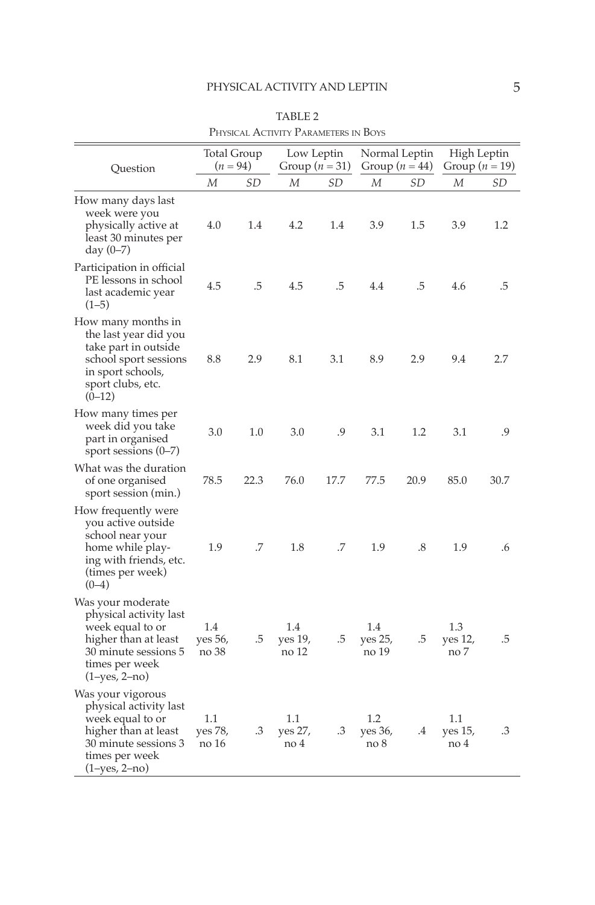TABLE 2

Physical Activity Parameters in Boys

| Question | Total Group ($n = 94$) | | Low Leptin Group ($n = 31$) | | Normal Leptin Group ($n = 44$) | | High Leptin Group ($n = 19$) | |
|---|---|---|---|---|---|---|---|---|
| | *M* | *SD* | *M* | *SD* | *M* | *SD* | *M* | *SD* |
| How many days last week were you physically active at least 30 minutes per day (0–7) | 4.0 | 1.4 | 4.2 | 1.4 | 3.9 | 1.5 | 3.9 | 1.2 |
| Participation in official PE lessons in school last academic year (1–5) | 4.5 | .5 | 4.5 | .5 | 4.4 | .5 | 4.6 | .5 |
| How many months in the last year did you take part in outside school sport sessions in sport schools, sport clubs, etc. (0–12) | 8.8 | 2.9 | 8.1 | 3.1 | 8.9 | 2.9 | 9.4 | 2.7 |
| How many times per week did you take part in organised sport sessions (0–7) | 3.0 | 1.0 | 3.0 | .9 | 3.1 | 1.2 | 3.1 | .9 |
| What was the duration of one organised sport session (min.) | 78.5 | 22.3 | 76.0 | 17.7 | 77.5 | 20.9 | 85.0 | 30.7 |
| How frequently were you active outside school near your home while playing with friends, etc. (times per week) (0–4) | 1.9 | .7 | 1.8 | .7 | 1.9 | .8 | 1.9 | .6 |
| Was your moderate physical activity last week equal to or higher than at least 30 minute sessions 5 times per week (1–yes, 2–no) | 1.4 yes 56, no 38 | .5 | 1.4 yes 19, no 12 | .5 | 1.4 yes 25, no 19 | .5 | 1.3 yes 12, no 7 | .5 |
| Was your vigorous physical activity last week equal to or higher than at least 30 minute sessions 3 times per week (1–yes, 2–no) | 1.1 yes 78, no 16 | .3 | 1.1 yes 27, no 4 | .3 | 1.2 yes 36, no 8 | .4 | 1.1 yes 15, no 4 | .3 |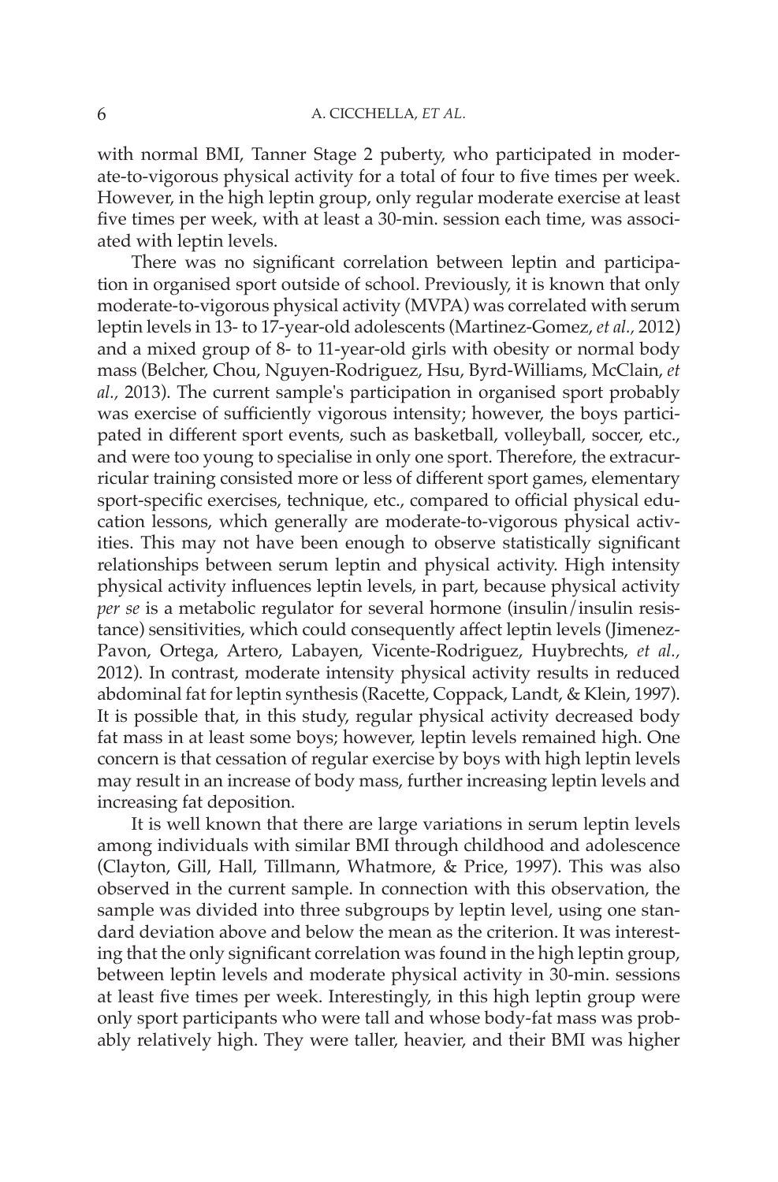with normal BMI, Tanner Stage 2 puberty, who participated in moderate-to-vigorous physical activity for a total of four to five times per week. However, in the high leptin group, only regular moderate exercise at least five times per week, with at least a 30-min. session each time, was associated with leptin levels.

There was no significant correlation between leptin and participation in organised sport outside of school. Previously, it is known that only moderate-to-vigorous physical activity (MVPA) was correlated with serum leptin levels in 13- to 17-year-old adolescents (Martinez-Gomez, *et al.,* 2012) and a mixed group of 8- to 11-year-old girls with obesity or normal body mass (Belcher, Chou, Nguyen-Rodriguez, Hsu, Byrd-Williams, McClain, *et al.*, 2013). The current sample's participation in organised sport probably was exercise of sufficiently vigorous intensity; however, the boys participated in different sport events, such as basketball, volleyball, soccer, etc., and were too young to specialise in only one sport. Therefore, the extracurricular training consisted more or less of different sport games, elementary sport-specific exercises, technique, etc., compared to official physical education lessons, which generally are moderate-to-vigorous physical activities. This may not have been enough to observe statistically significant relationships between serum leptin and physical activity. High intensity physical activity influences leptin levels, in part, because physical activity *per se* is a metabolic regulator for several hormone (insulin/insulin resistance) sensitivities, which could consequently affect leptin levels (Jimenez-Pavon, Ortega, Artero, Labayen, Vicente-Rodriguez, Huybrechts, *et al.,* 2012). In contrast, moderate intensity physical activity results in reduced abdominal fat for leptin synthesis (Racette, Coppack, Landt, & Klein, 1997). It is possible that, in this study, regular physical activity decreased body fat mass in at least some boys; however, leptin levels remained high. One concern is that cessation of regular exercise by boys with high leptin levels may result in an increase of body mass, further increasing leptin levels and increasing fat deposition.

It is well known that there are large variations in serum leptin levels among individuals with similar BMI through childhood and adolescence (Clayton, Gill, Hall, Tillmann, Whatmore, & Price, 1997). This was also observed in the current sample. In connection with this observation, the sample was divided into three subgroups by leptin level, using one standard deviation above and below the mean as the criterion. It was interesting that the only significant correlation was found in the high leptin group, between leptin levels and moderate physical activity in 30-min. sessions at least five times per week. Interestingly, in this high leptin group were only sport participants who were tall and whose body-fat mass was probably relatively high. They were taller, heavier, and their BMI was higher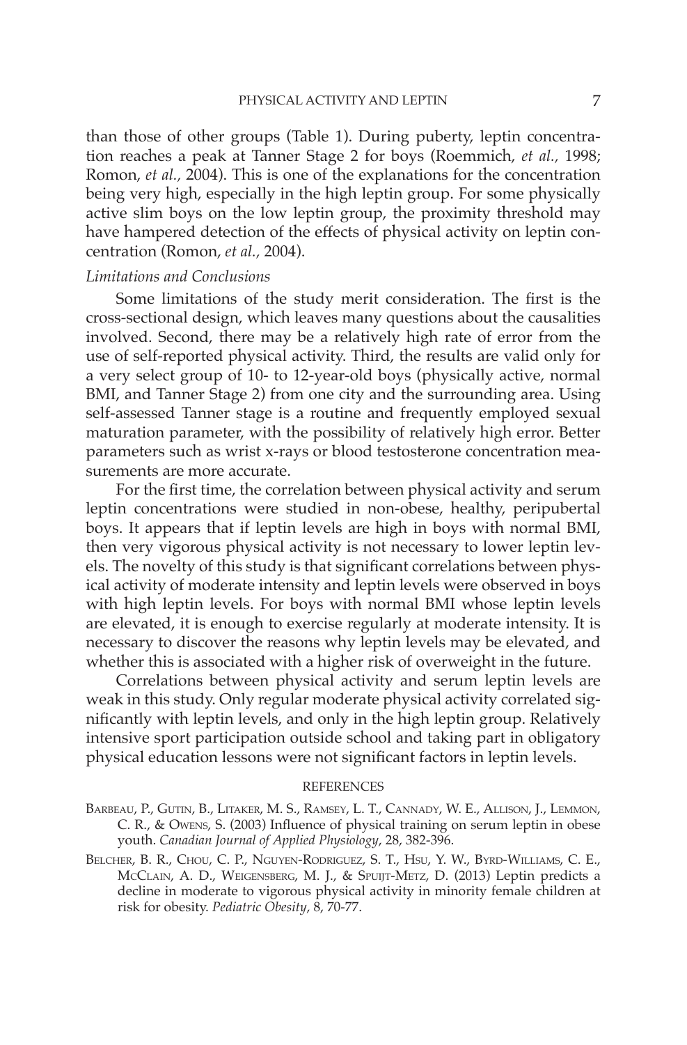than those of other groups (Table 1). During puberty, leptin concentration reaches a peak at Tanner Stage 2 for boys (Roemmich, *et al.,* 1998; Romon, *et al.,* 2004). This is one of the explanations for the concentration being very high, especially in the high leptin group. For some physically active slim boys on the low leptin group, the proximity threshold may have hampered detection of the effects of physical activity on leptin concentration (Romon, *et al.,* 2004).

### *Limitations and Conclusions*

Some limitations of the study merit consideration. The first is the cross-sectional design, which leaves many questions about the causalities involved. Second, there may be a relatively high rate of error from the use of self-reported physical activity. Third, the results are valid only for a very select group of 10- to 12-year-old boys (physically active, normal BMI, and Tanner Stage 2) from one city and the surrounding area. Using self-assessed Tanner stage is a routine and frequently employed sexual maturation parameter, with the possibility of relatively high error. Better parameters such as wrist x-rays or blood testosterone concentration measurements are more accurate.

For the first time, the correlation between physical activity and serum leptin concentrations were studied in non-obese, healthy, peripubertal boys. It appears that if leptin levels are high in boys with normal BMI, then very vigorous physical activity is not necessary to lower leptin levels. The novelty of this study is that significant correlations between physical activity of moderate intensity and leptin levels were observed in boys with high leptin levels. For boys with normal BMI whose leptin levels are elevated, it is enough to exercise regularly at moderate intensity. It is necessary to discover the reasons why leptin levels may be elevated, and whether this is associated with a higher risk of overweight in the future.

Correlations between physical activity and serum leptin levels are weak in this study. Only regular moderate physical activity correlated significantly with leptin levels, and only in the high leptin group. Relatively intensive sport participation outside school and taking part in obligatory physical education lessons were not significant factors in leptin levels.

## REFERENCES

Barbeau, P., Gutin, B., Litaker, M. S., Ramsey, L. T., Cannady, W. E., Allison, J., Lemmon, C. R., & Owens, S. (2003) Influence of physical training on serum leptin in obese youth. *Canadian Journal of Applied Physiology*, 28, 382-396.

Belcher, B. R., Chou, C. P., Nguyen-Rodriguez, S. T., Hsu, Y. W., Byrd-Williams, C. E., McClain, A. D., Weigensberg, M. J., & Spuijt-Metz, D. (2013) Leptin predicts a decline in moderate to vigorous physical activity in minority female children at risk for obesity. *Pediatric Obesity*, 8, 70-77.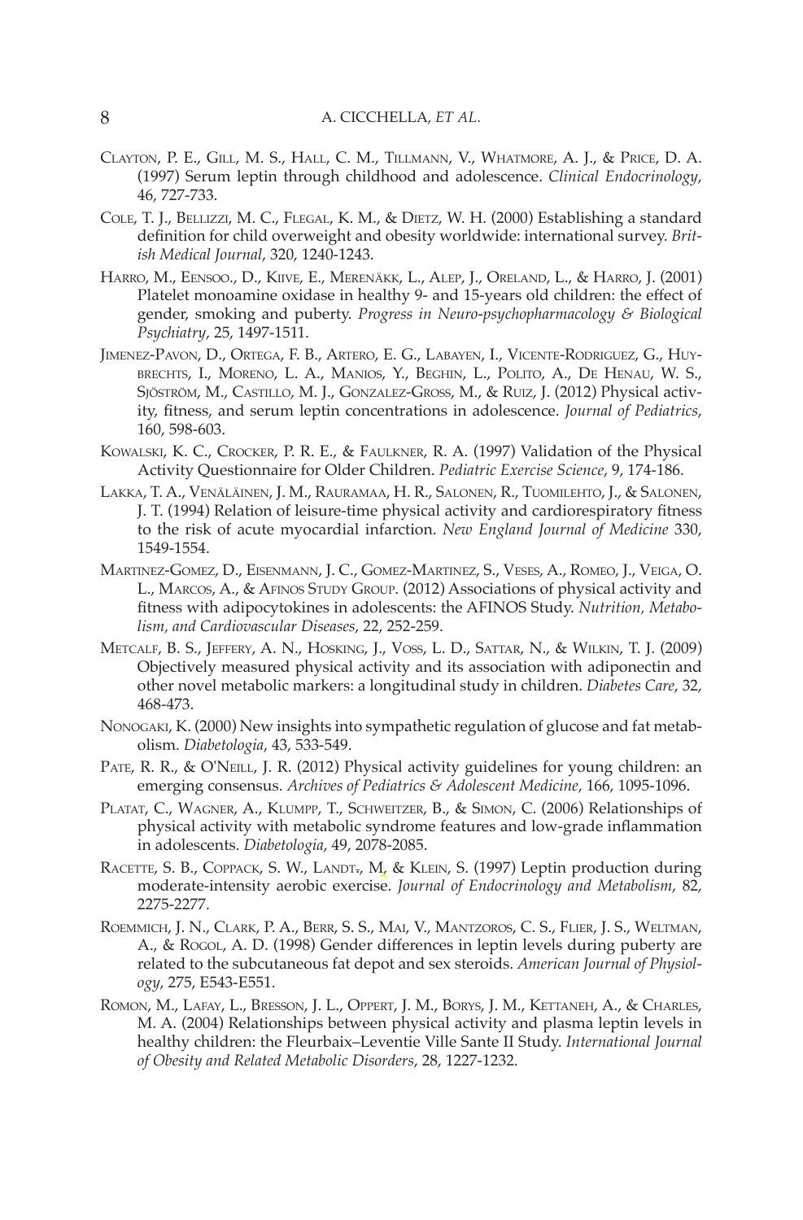Clayton, P. E., Gill, M. S., Hall, C. M., Tillmann, V., Whatmore, A. J., & Price, D. A. (1997) Serum leptin through childhood and adolescence. *Clinical Endocrinology*, 46, 727-733.

Cole, T. J., Bellizzi, M. C., Flegal, K. M., & Dietz, W. H. (2000) Establishing a standard definition for child overweight and obesity worldwide: international survey. *British Medical Journal*, 320, 1240-1243.

Harro, M., Eensoo., D., Kiive, E., Merenäkk, L., Alep, J., Oreland, L., & Harro, J. (2001) Platelet monoamine oxidase in healthy 9- and 15-years old children: the effect of gender, smoking and puberty. *Progress in Neuro-psychopharmacology & Biological Psychiatry*, 25, 1497-1511.

Jimenez-Pavon, D., Ortega, F. B., Artero, E. G., Labayen, I., Vicente-Rodriguez, G., Huybrechts, I., Moreno, L. A., Manios, Y., Beghin, L., Polito, A., De Henau, W. S., Sjöström, M., Castillo, M. J., Gonzalez-Gross, M., & Ruiz, J. (2012) Physical activity, fitness, and serum leptin concentrations in adolescence. *Journal of Pediatrics*, 160, 598-603.

Kowalski, K. C., Crocker, P. R. E., & Faulkner, R. A. (1997) Validation of the Physical Activity Questionnaire for Older Children. *Pediatric Exercise Science*, 9, 174-186.

Lakka, T. A., Venäläinen, J. M., Rauramaa, H. R., Salonen, R., Tuomilehto, J., & Salonen, J. T. (1994) Relation of leisure-time physical activity and cardiorespiratory fitness to the risk of acute myocardial infarction. *New England Journal of Medicine* 330, 1549-1554.

Martinez-Gomez, D., Eisenmann, J. C., Gomez-Martinez, S., Veses, A., Romeo, J., Veiga, O. L., Marcos, A., & Afinos Study Group. (2012) Associations of physical activity and fitness with adipocytokines in adolescents: the AFINOS Study. *Nutrition, Metabolism, and Cardiovascular Diseases*, 22, 252-259.

Metcalf, B. S., Jeffery, A. N., Hosking, J., Voss, L. D., Sattar, N., & Wilkin, T. J. (2009) Objectively measured physical activity and its association with adiponectin and other novel metabolic markers: a longitudinal study in children. *Diabetes Care*, 32, 468-473.

Nonogaki, K. (2000) New insights into sympathetic regulation of glucose and fat metabolism. *Diabetologia*, 43, 533-549.

Pate, R. R., & O'Neill, J. R. (2012) Physical activity guidelines for young children: an emerging consensus. *Archives of Pediatrics & Adolescent Medicine*, 166, 1095-1096.

Platat, C., Wagner, A., Klumpp, T., Schweitzer, B., & Simon, C. (2006) Relationships of physical activity with metabolic syndrome features and low-grade inflammation in adolescents. *Diabetologia*, 49, 2078-2085.

Racette, S. B., Coppack, S. W., Landt., M, & Klein, S. (1997) Leptin production during moderate-intensity aerobic exercise. *Journal of Endocrinology and Metabolism*, 82, 2275-2277.

Roemmich, J. N., Clark, P. A., Berr, S. S., Mai, V., Mantzoros, C. S., Flier, J. S., Weltman, A., & Rogol, A. D. (1998) Gender differences in leptin levels during puberty are related to the subcutaneous fat depot and sex steroids. *American Journal of Physiology*, 275, E543-E551.

Romon, M., Lafay, L., Bresson, J. L., Oppert, J. M., Borys, J. M., Kettaneh, A., & Charles, M. A. (2004) Relationships between physical activity and plasma leptin levels in healthy children: the Fleurbaix–Leventie Ville Sante II Study. *International Journal of Obesity and Related Metabolic Disorders*, 28, 1227-1232.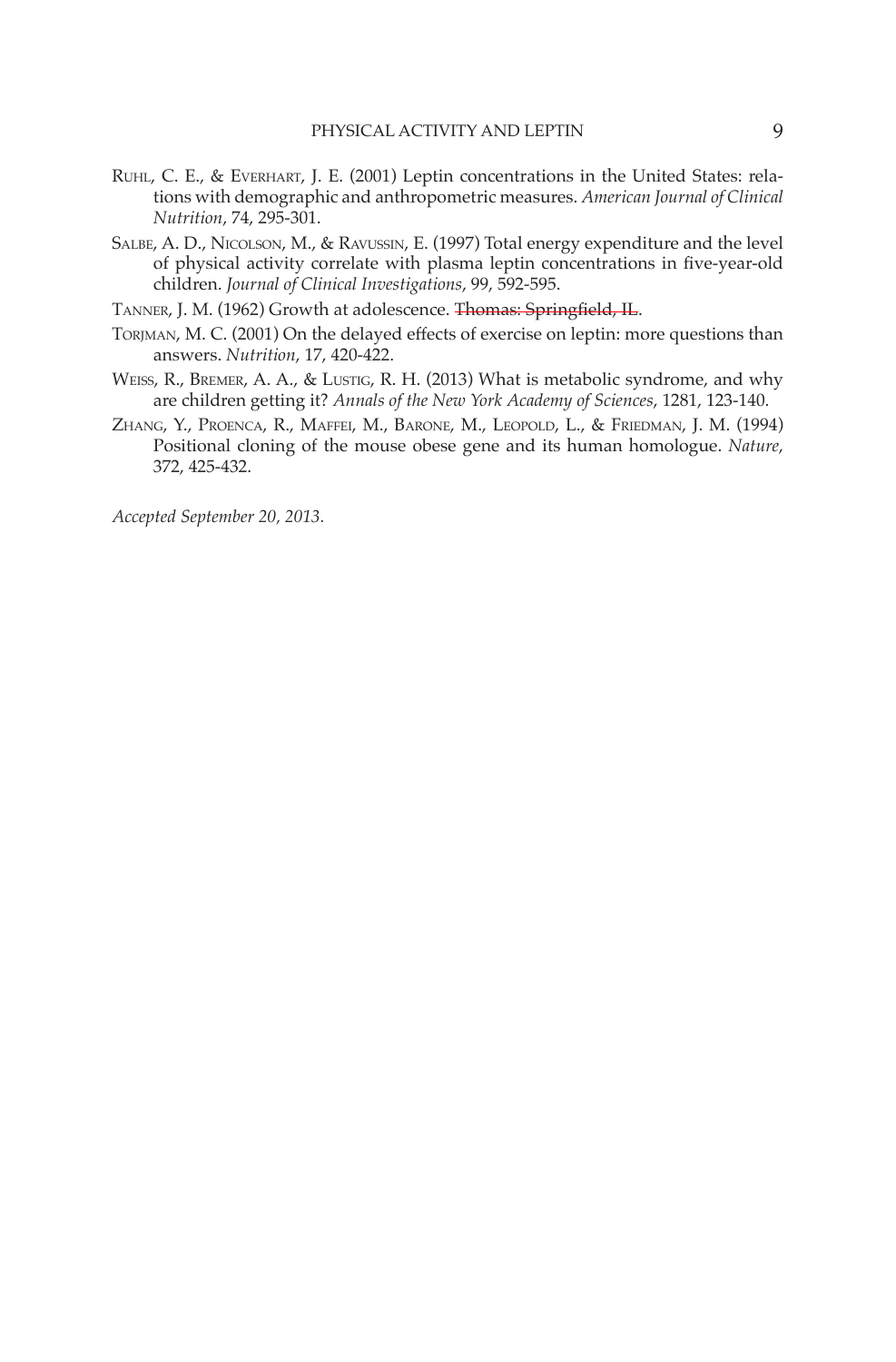Ruhl, C. E., & Everhart, J. E. (2001) Leptin concentrations in the United States: relations with demographic and anthropometric measures. *American Journal of Clinical Nutrition*, 74, 295-301.

Salbe, A. D., Nicolson, M., & Ravussin, E. (1997) Total energy expenditure and the level of physical activity correlate with plasma leptin concentrations in five-year-old children. *Journal of Clinical Investigations*, 99, 592-595.

Tanner, J. M. (1962) Growth at adolescence. ~~Thomas: Springfield, IL~~.

Torjman, M. C. (2001) On the delayed effects of exercise on leptin: more questions than answers. *Nutrition*, 17, 420-422.

Weiss, R., Bremer, A. A., & Lustig, R. H. (2013) What is metabolic syndrome, and why are children getting it? *Annals of the New York Academy of Sciences*, 1281, 123-140.

Zhang, Y., Proenca, R., Maffei, M., Barone, M., Leopold, L., & Friedman, J. M. (1994) Positional cloning of the mouse obese gene and its human homologue. *Nature*, 372, 425-432.

*Accepted September 20, 2013.*